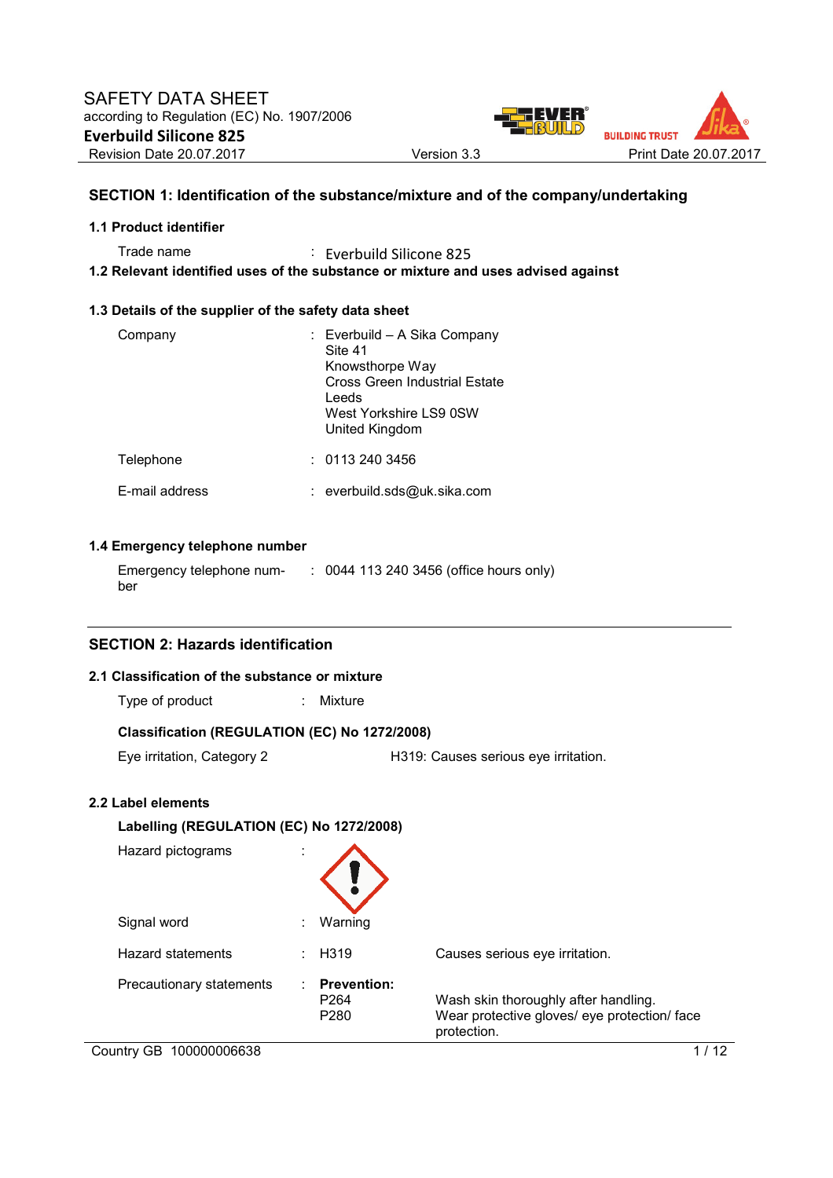SAFETY DATA SHEET
according to Regulation (EC) No. 1907/2006

**Everbuild Silicone 825**

Revision Date 20.07.2017 | Version 3.3 | Print Date 20.07.2017

## SECTION 1: Identification of the substance/mixture and of the company/undertaking

### 1.1 Product identifier

Trade name : Everbuild Silicone 825

### 1.2 Relevant identified uses of the substance or mixture and uses advised against

### 1.3 Details of the supplier of the safety data sheet

Company : Everbuild – A Sika Company
Site 41
Knowsthorpe Way
Cross Green Industrial Estate
Leeds
West Yorkshire LS9 0SW
United Kingdom

Telephone : 0113 240 3456

E-mail address : everbuild.sds@uk.sika.com

### 1.4 Emergency telephone number

Emergency telephone number : 0044 113 240 3456 (office hours only)

## SECTION 2: Hazards identification

### 2.1 Classification of the substance or mixture

Type of product : Mixture

**Classification (REGULATION (EC) No 1272/2008)**

Eye irritation, Category 2 — H319: Causes serious eye irritation.

### 2.2 Label elements

**Labelling (REGULATION (EC) No 1272/2008)**

Hazard pictograms :

Signal word : Warning

Hazard statements : H319 — Causes serious eye irritation.

Precautionary statements : **Prevention:**
P264 — Wash skin thoroughly after handling.
P280 — Wear protective gloves/ eye protection/ face protection.

Country GB 100000006638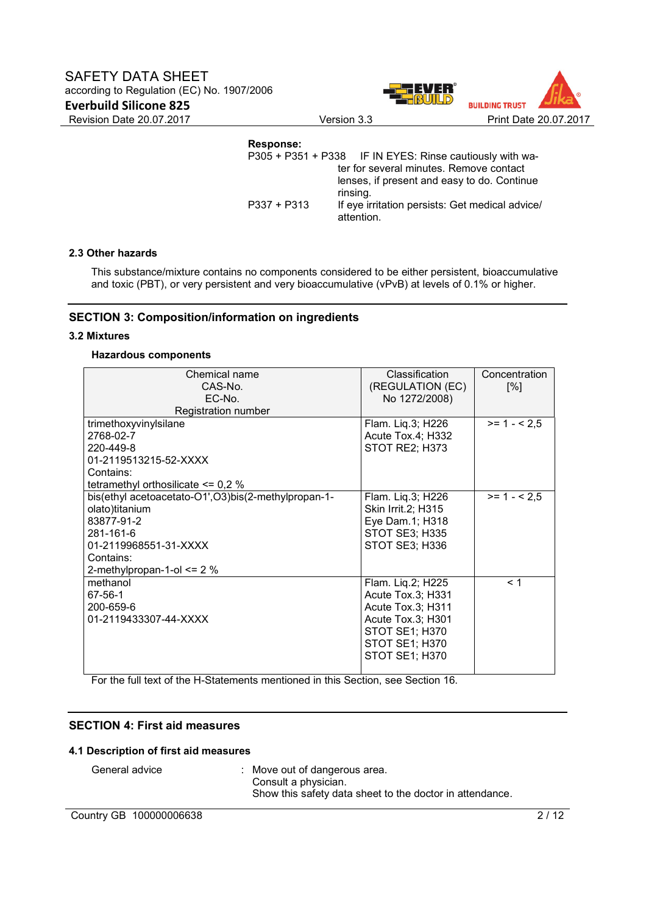**Response:**

P305 + P351 + P338 IF IN EYES: Rinse cautiously with water for several minutes. Remove contact lenses, if present and easy to do. Continue rinsing.

P337 + P313 If eye irritation persists: Get medical advice/ attention.

### 2.3 Other hazards

This substance/mixture contains no components considered to be either persistent, bioaccumulative and toxic (PBT), or very persistent and very bioaccumulative (vPvB) at levels of 0.1% or higher.

## SECTION 3: Composition/information on ingredients

### 3.2 Mixtures

**Hazardous components**

| Chemical name<br>CAS-No.<br>EC-No.<br>Registration number | Classification<br>(REGULATION (EC)<br>No 1272/2008) | Concentration<br>[%] |
|---|---|---|
| trimethoxyvinylsilane<br>2768-02-7<br>220-449-8<br>01-2119513215-52-XXXX<br>Contains:<br>tetramethyl orthosilicate <= 0,2 % | Flam. Liq.3; H226<br>Acute Tox.4; H332<br>STOT RE2; H373 | >= 1 - < 2,5 |
| bis(ethyl acetoacetato-O1',O3)bis(2-methylpropan-1-olato)titanium<br>83877-91-2<br>281-161-6<br>01-2119968551-31-XXXX<br>Contains:<br>2-methylpropan-1-ol <= 2 % | Flam. Liq.3; H226<br>Skin Irrit.2; H315<br>Eye Dam.1; H318<br>STOT SE3; H335<br>STOT SE3; H336 | >= 1 - < 2,5 |
| methanol<br>67-56-1<br>200-659-6<br>01-2119433307-44-XXXX | Flam. Liq.2; H225<br>Acute Tox.3; H331<br>Acute Tox.3; H311<br>Acute Tox.3; H301<br>STOT SE1; H370<br>STOT SE1; H370<br>STOT SE1; H370 | < 1 |

For the full text of the H-Statements mentioned in this Section, see Section 16.

## SECTION 4: First aid measures

### 4.1 Description of first aid measures

General advice : Move out of dangerous area.
Consult a physician.
Show this safety data sheet to the doctor in attendance.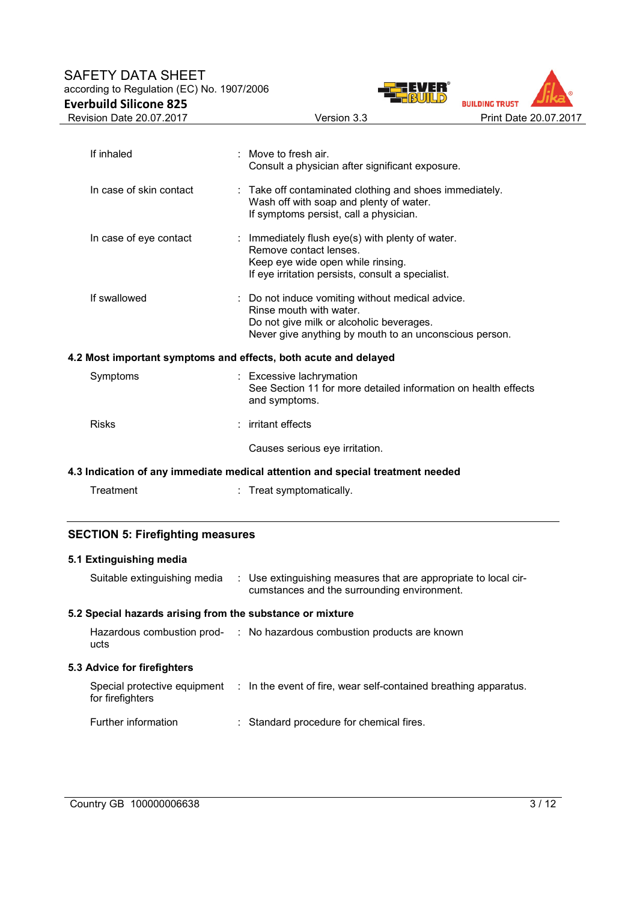| | | |
|---|---|---|
| If inhaled | : | Move to fresh air.<br>Consult a physician after significant exposure. |
| In case of skin contact | : | Take off contaminated clothing and shoes immediately.<br>Wash off with soap and plenty of water.<br>If symptoms persist, call a physician. |
| In case of eye contact | : | Immediately flush eye(s) with plenty of water.<br>Remove contact lenses.<br>Keep eye wide open while rinsing.<br>If eye irritation persists, consult a specialist. |
| If swallowed | : | Do not induce vomiting without medical advice.<br>Rinse mouth with water.<br>Do not give milk or alcoholic beverages.<br>Never give anything by mouth to an unconscious person. |

### 4.2 Most important symptoms and effects, both acute and delayed

| | | |
|---|---|---|
| Symptoms | : | Excessive lachrymation<br>See Section 11 for more detailed information on health effects and symptoms. |
| Risks | : | irritant effects<br><br>Causes serious eye irritation. |

### 4.3 Indication of any immediate medical attention and special treatment needed

| | | |
|---|---|---|
| Treatment | : | Treat symptomatically. |

## SECTION 5: Firefighting measures

### 5.1 Extinguishing media

| | | |
|---|---|---|
| Suitable extinguishing media | : | Use extinguishing measures that are appropriate to local circumstances and the surrounding environment. |

### 5.2 Special hazards arising from the substance or mixture

| | | |
|---|---|---|
| Hazardous combustion products | : | No hazardous combustion products are known |

### 5.3 Advice for firefighters

| | | |
|---|---|---|
| Special protective equipment for firefighters | : | In the event of fire, wear self-contained breathing apparatus. |
| Further information | : | Standard procedure for chemical fires. |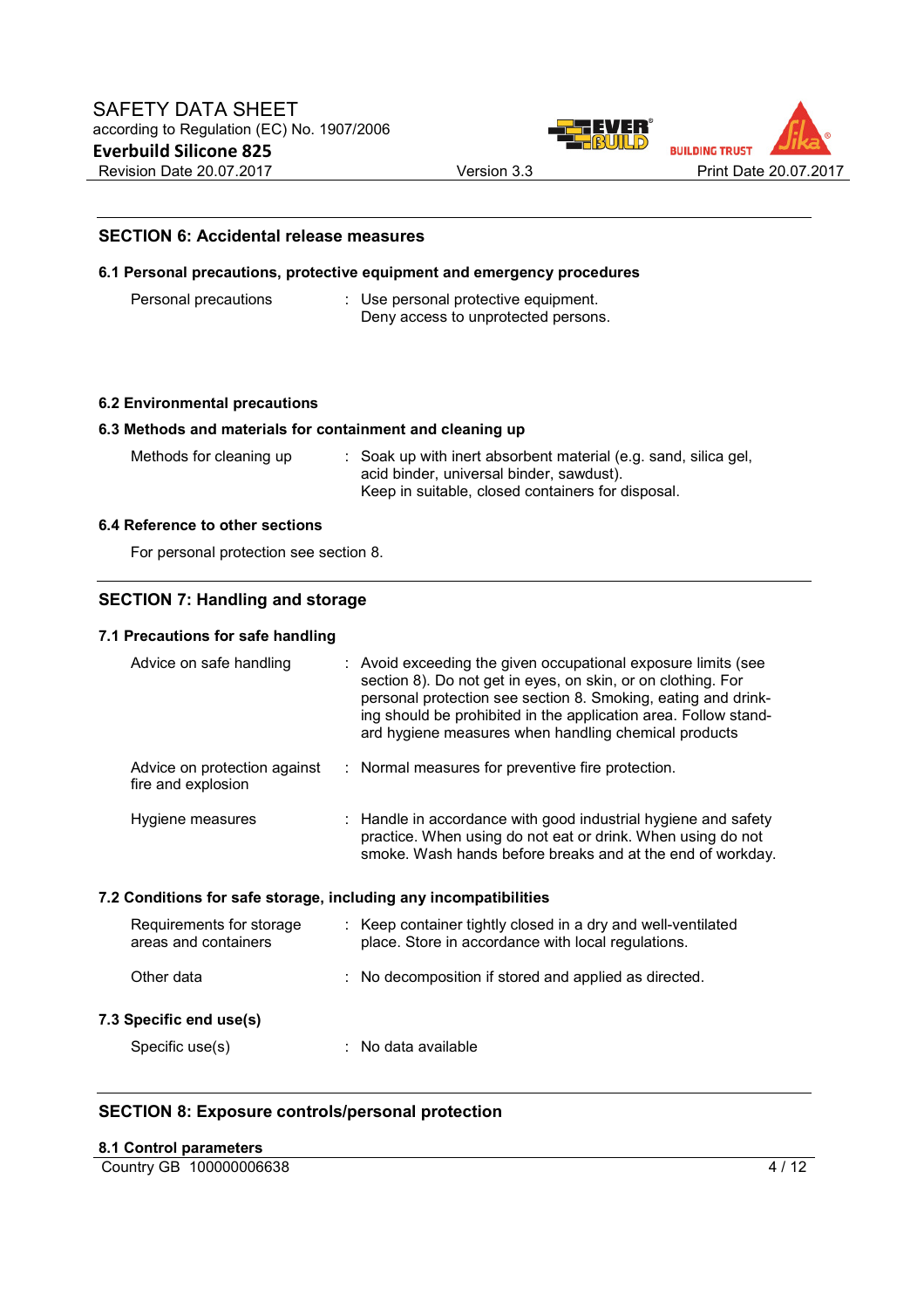## SECTION 6: Accidental release measures

### 6.1 Personal precautions, protective equipment and emergency procedures

| | |
|---|---|
| Personal precautions | : Use personal protective equipment.<br>Deny access to unprotected persons. |

### 6.2 Environmental precautions

### 6.3 Methods and materials for containment and cleaning up

| | |
|---|---|
| Methods for cleaning up | : Soak up with inert absorbent material (e.g. sand, silica gel, acid binder, universal binder, sawdust).<br>Keep in suitable, closed containers for disposal. |

### 6.4 Reference to other sections

For personal protection see section 8.

## SECTION 7: Handling and storage

### 7.1 Precautions for safe handling

| | |
|---|---|
| Advice on safe handling | : Avoid exceeding the given occupational exposure limits (see section 8). Do not get in eyes, on skin, or on clothing. For personal protection see section 8. Smoking, eating and drinking should be prohibited in the application area. Follow standard hygiene measures when handling chemical products |
| Advice on protection against fire and explosion | : Normal measures for preventive fire protection. |
| Hygiene measures | : Handle in accordance with good industrial hygiene and safety practice. When using do not eat or drink. When using do not smoke. Wash hands before breaks and at the end of workday. |

### 7.2 Conditions for safe storage, including any incompatibilities

| | |
|---|---|
| Requirements for storage areas and containers | : Keep container tightly closed in a dry and well-ventilated place. Store in accordance with local regulations. |
| Other data | : No decomposition if stored and applied as directed. |

### 7.3 Specific end use(s)

| | |
|---|---|
| Specific use(s) | : No data available |

## SECTION 8: Exposure controls/personal protection

### 8.1 Control parameters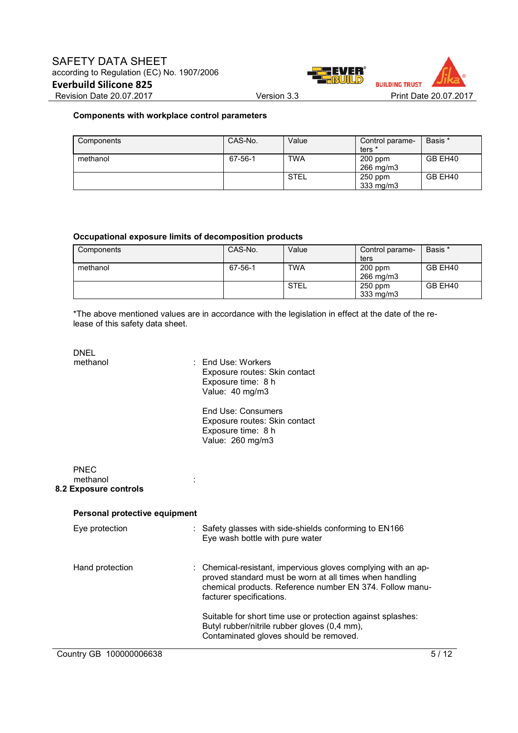**Components with workplace control parameters**

| Components | CAS-No. | Value | Control parameters * | Basis * |
|---|---|---|---|---|
| methanol | 67-56-1 | TWA | 200 ppm<br>266 mg/m3 | GB EH40 |
| | | STEL | 250 ppm<br>333 mg/m3 | GB EH40 |

**Occupational exposure limits of decomposition products**

| Components | CAS-No. | Value | Control parameters | Basis * |
|---|---|---|---|---|
| methanol | 67-56-1 | TWA | 200 ppm<br>266 mg/m3 | GB EH40 |
| | | STEL | 250 ppm<br>333 mg/m3 | GB EH40 |

*The above mentioned values are in accordance with the legislation in effect at the date of the release of this safety data sheet.

DNEL

methanol : End Use: Workers
Exposure routes: Skin contact
Exposure time: 8 h
Value: 40 mg/m3

End Use: Consumers
Exposure routes: Skin contact
Exposure time: 8 h
Value: 260 mg/m3

PNEC

methanol :

**8.2 Exposure controls**

**Personal protective equipment**

Eye protection : Safety glasses with side-shields conforming to EN166
Eye wash bottle with pure water

Hand protection : Chemical-resistant, impervious gloves complying with an approved standard must be worn at all times when handling chemical products. Reference number EN 374. Follow manufacturer specifications.

Suitable for short time use or protection against splashes:
Butyl rubber/nitrile rubber gloves (0,4 mm),
Contaminated gloves should be removed.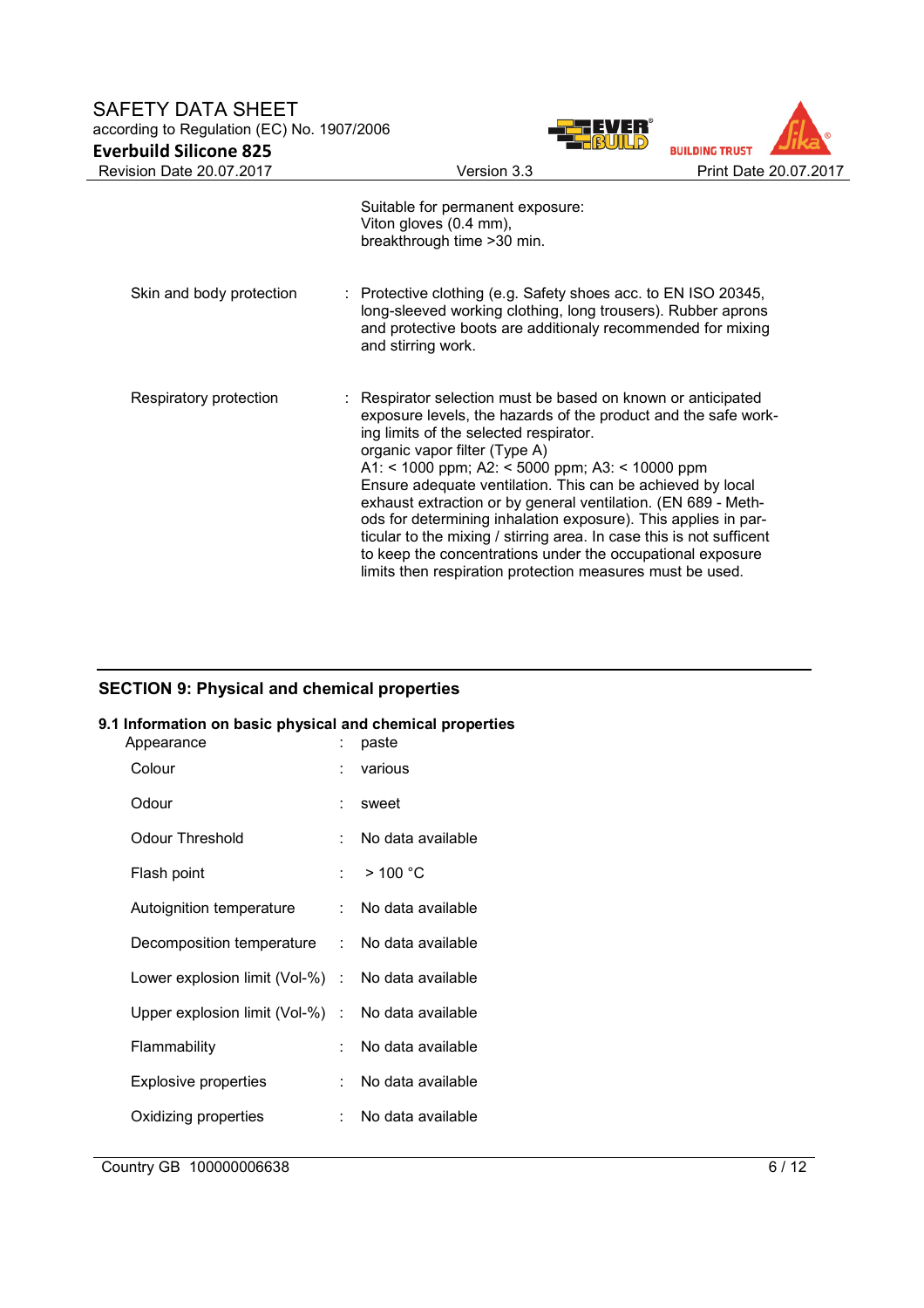| | | |
|---|---|---|
| | | Suitable for permanent exposure:<br>Viton gloves (0.4 mm),<br>breakthrough time >30 min. |
| Skin and body protection | : | Protective clothing (e.g. Safety shoes acc. to EN ISO 20345, long-sleeved working clothing, long trousers). Rubber aprons and protective boots are additionaly recommended for mixing and stirring work. |
| Respiratory protection | : | Respirator selection must be based on known or anticipated exposure levels, the hazards of the product and the safe working limits of the selected respirator.<br>organic vapor filter (Type A)<br>A1: < 1000 ppm; A2: < 5000 ppm; A3: < 10000 ppm<br>Ensure adequate ventilation. This can be achieved by local exhaust extraction or by general ventilation. (EN 689 - Methods for determining inhalation exposure). This applies in particular to the mixing / stirring area. In case this is not sufficent to keep the concentrations under the occupational exposure limits then respiration protection measures must be used. |

## SECTION 9: Physical and chemical properties

### 9.1 Information on basic physical and chemical properties

| | | |
|---|---|---|
| Appearance | : | paste |
| Colour | : | various |
| Odour | : | sweet |
| Odour Threshold | : | No data available |
| Flash point | : | > 100 °C |
| Autoignition temperature | : | No data available |
| Decomposition temperature | : | No data available |
| Lower explosion limit (Vol-%) | : | No data available |
| Upper explosion limit (Vol-%) | : | No data available |
| Flammability | : | No data available |
| Explosive properties | : | No data available |
| Oxidizing properties | : | No data available |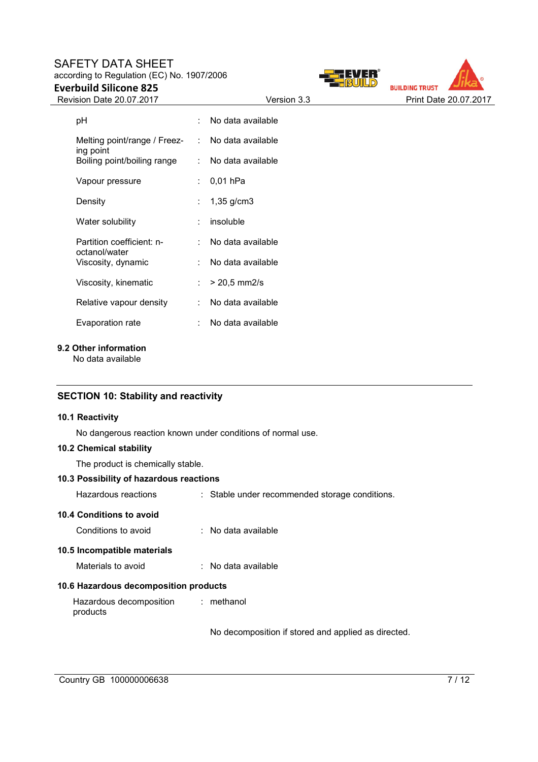| | | |
|---|---|---|
| pH | : | No data available |
| Melting point/range / Freezing point | : | No data available |
| Boiling point/boiling range | : | No data available |
| Vapour pressure | : | 0,01 hPa |
| Density | : | 1,35 g/cm3 |
| Water solubility | : | insoluble |
| Partition coefficient: n-octanol/water | : | No data available |
| Viscosity, dynamic | : | No data available |
| Viscosity, kinematic | : | > 20,5 mm2/s |
| Relative vapour density | : | No data available |
| Evaporation rate | : | No data available |

**9.2 Other information**

No data available

## SECTION 10: Stability and reactivity

**10.1 Reactivity**

No dangerous reaction known under conditions of normal use.

**10.2 Chemical stability**

The product is chemically stable.

**10.3 Possibility of hazardous reactions**

Hazardous reactions : Stable under recommended storage conditions.

**10.4 Conditions to avoid**

Conditions to avoid : No data available

**10.5 Incompatible materials**

Materials to avoid : No data available

**10.6 Hazardous decomposition products**

Hazardous decomposition products : methanol

No decomposition if stored and applied as directed.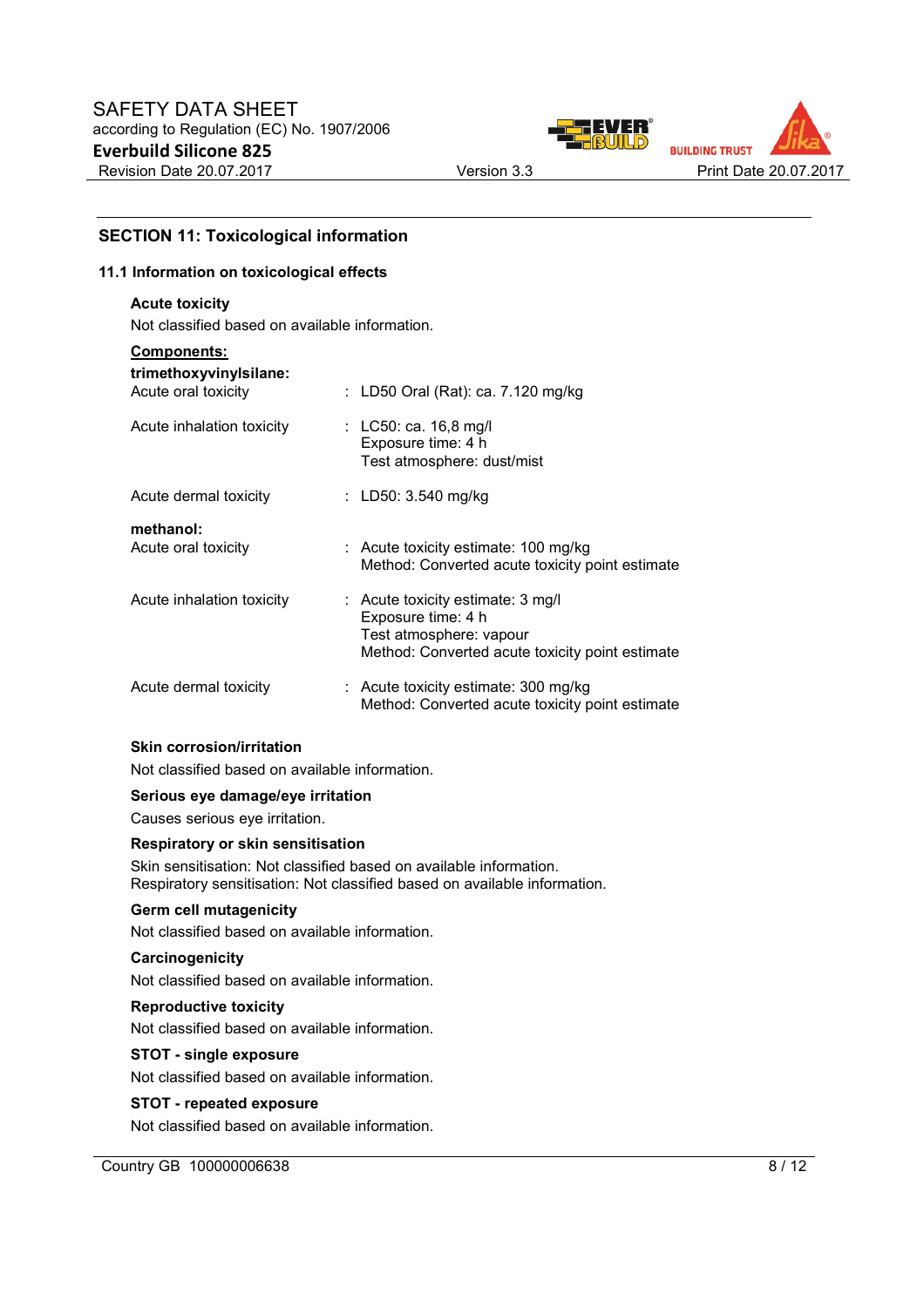## SECTION 11: Toxicological information

### 11.1 Information on toxicological effects

**Acute toxicity**

Not classified based on available information.

**Components:**

**trimethoxyvinylsilane:**

| | |
|---|---|
| Acute oral toxicity | : LD50 Oral (Rat): ca. 7.120 mg/kg |
| Acute inhalation toxicity | : LC50: ca. 16,8 mg/l<br>Exposure time: 4 h<br>Test atmosphere: dust/mist |
| Acute dermal toxicity | : LD50: 3.540 mg/kg |

**methanol:**

| | |
|---|---|
| Acute oral toxicity | : Acute toxicity estimate: 100 mg/kg<br>Method: Converted acute toxicity point estimate |
| Acute inhalation toxicity | : Acute toxicity estimate: 3 mg/l<br>Exposure time: 4 h<br>Test atmosphere: vapour<br>Method: Converted acute toxicity point estimate |
| Acute dermal toxicity | : Acute toxicity estimate: 300 mg/kg<br>Method: Converted acute toxicity point estimate |

**Skin corrosion/irritation**

Not classified based on available information.

**Serious eye damage/eye irritation**

Causes serious eye irritation.

**Respiratory or skin sensitisation**

Skin sensitisation: Not classified based on available information.
Respiratory sensitisation: Not classified based on available information.

**Germ cell mutagenicity**

Not classified based on available information.

**Carcinogenicity**

Not classified based on available information.

**Reproductive toxicity**

Not classified based on available information.

**STOT - single exposure**

Not classified based on available information.

**STOT - repeated exposure**

Not classified based on available information.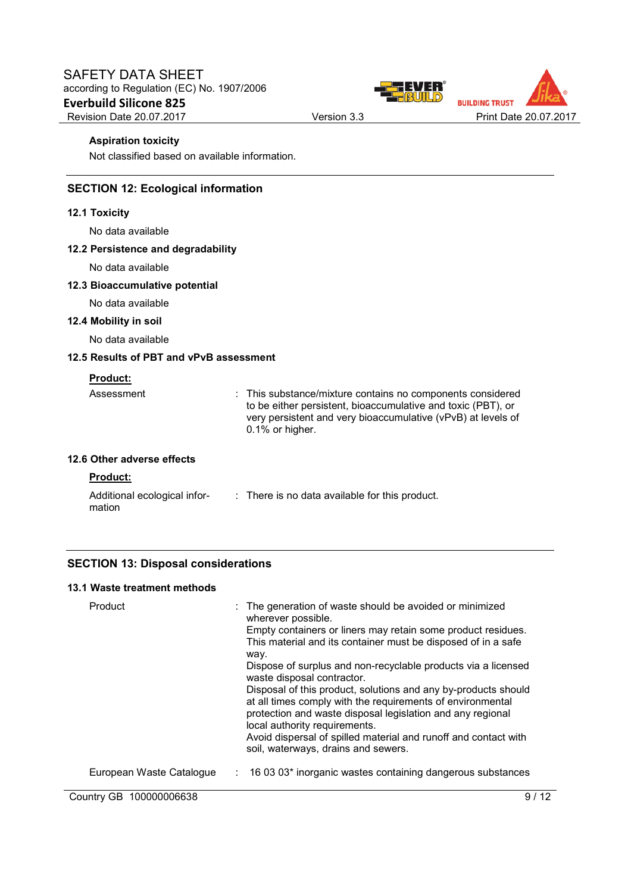**Aspiration toxicity**

Not classified based on available information.

## SECTION 12: Ecological information

### 12.1 Toxicity

No data available

### 12.2 Persistence and degradability

No data available

### 12.3 Bioaccumulative potential

No data available

### 12.4 Mobility in soil

No data available

### 12.5 Results of PBT and vPvB assessment

**Product:**

Assessment : This substance/mixture contains no components considered to be either persistent, bioaccumulative and toxic (PBT), or very persistent and very bioaccumulative (vPvB) at levels of 0.1% or higher.

### 12.6 Other adverse effects

**Product:**

Additional ecological information : There is no data available for this product.

## SECTION 13: Disposal considerations

### 13.1 Waste treatment methods

Product : The generation of waste should be avoided or minimized wherever possible.
Empty containers or liners may retain some product residues.
This material and its container must be disposed of in a safe way.
Dispose of surplus and non-recyclable products via a licensed waste disposal contractor.
Disposal of this product, solutions and any by-products should at all times comply with the requirements of environmental protection and waste disposal legislation and any regional local authority requirements.
Avoid dispersal of spilled material and runoff and contact with soil, waterways, drains and sewers.

European Waste Catalogue : 16 03 03* inorganic wastes containing dangerous substances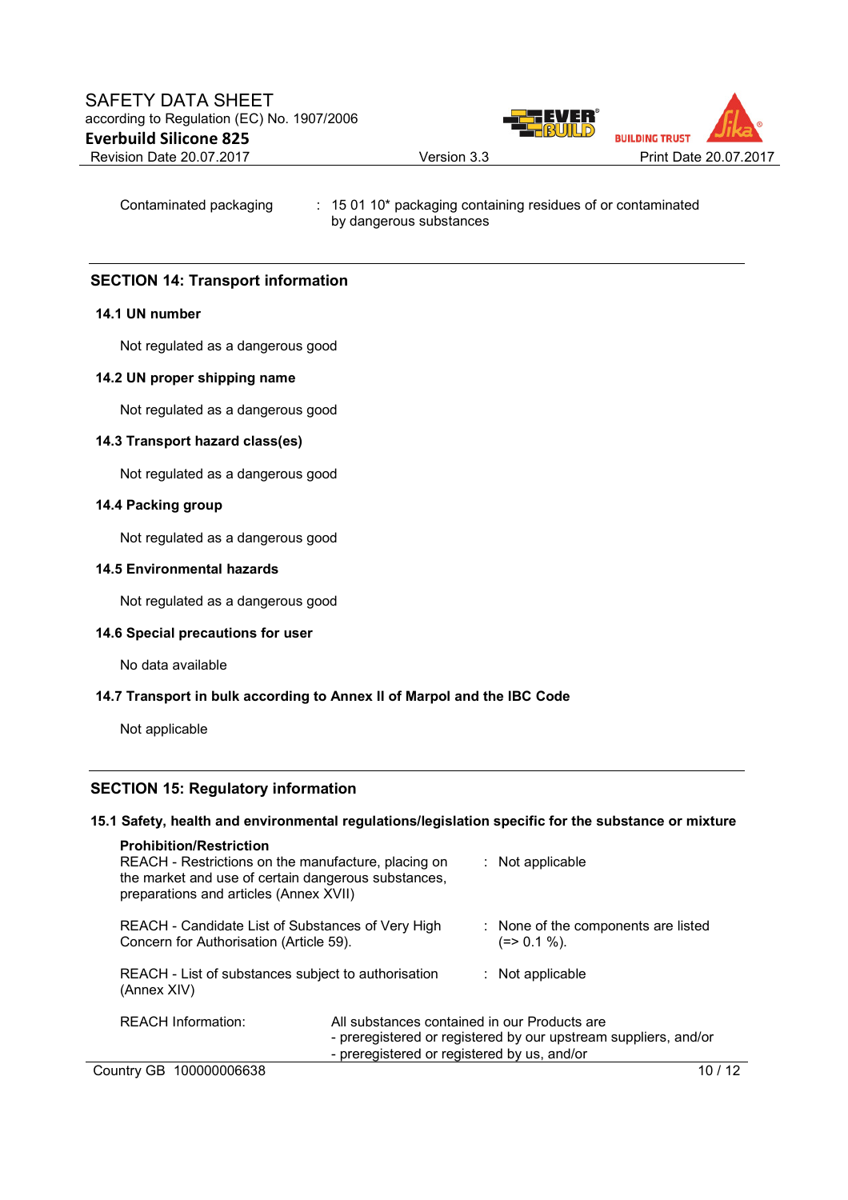Contaminated packaging : 15 01 10* packaging containing residues of or contaminated by dangerous substances

## SECTION 14: Transport information

### 14.1 UN number

Not regulated as a dangerous good

### 14.2 UN proper shipping name

Not regulated as a dangerous good

### 14.3 Transport hazard class(es)

Not regulated as a dangerous good

### 14.4 Packing group

Not regulated as a dangerous good

### 14.5 Environmental hazards

Not regulated as a dangerous good

### 14.6 Special precautions for user

No data available

### 14.7 Transport in bulk according to Annex II of Marpol and the IBC Code

Not applicable

## SECTION 15: Regulatory information

### 15.1 Safety, health and environmental regulations/legislation specific for the substance or mixture

**Prohibition/Restriction**

REACH - Restrictions on the manufacture, placing on the market and use of certain dangerous substances, preparations and articles (Annex XVII) : Not applicable

REACH - Candidate List of Substances of Very High Concern for Authorisation (Article 59). : None of the components are listed (=> 0.1 %).

REACH - List of substances subject to authorisation (Annex XIV) : Not applicable

REACH Information: All substances contained in our Products are
- preregistered or registered by our upstream suppliers, and/or
- preregistered or registered by us, and/or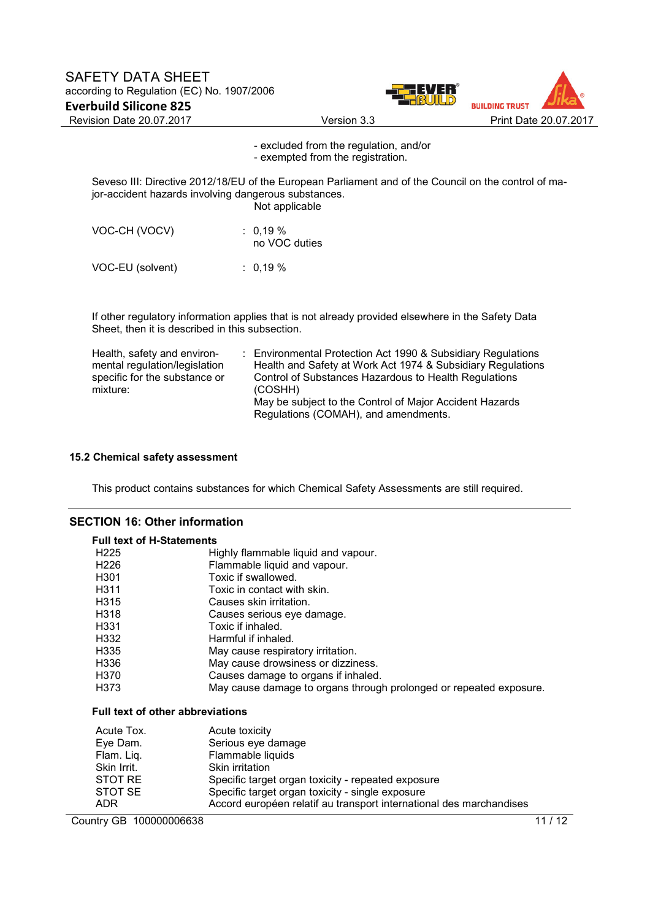- excluded from the regulation, and/or
- exempted from the registration.

Seveso III: Directive 2012/18/EU of the European Parliament and of the Council on the control of major-accident hazards involving dangerous substances.
Not applicable

| | |
|---|---|
| VOC-CH (VOCV) | : 0,19 %<br>no VOC duties |
| VOC-EU (solvent) | : 0,19 % |

If other regulatory information applies that is not already provided elsewhere in the Safety Data Sheet, then it is described in this subsection.

| | |
|---|---|
| Health, safety and environmental regulation/legislation specific for the substance or mixture: | : Environmental Protection Act 1990 & Subsidiary Regulations<br>Health and Safety at Work Act 1974 & Subsidiary Regulations<br>Control of Substances Hazardous to Health Regulations (COSHH)<br>May be subject to the Control of Major Accident Hazards Regulations (COMAH), and amendments. |

### 15.2 Chemical safety assessment

This product contains substances for which Chemical Safety Assessments are still required.

## SECTION 16: Other information

**Full text of H-Statements**

| | |
|---|---|
| H225 | Highly flammable liquid and vapour. |
| H226 | Flammable liquid and vapour. |
| H301 | Toxic if swallowed. |
| H311 | Toxic in contact with skin. |
| H315 | Causes skin irritation. |
| H318 | Causes serious eye damage. |
| H331 | Toxic if inhaled. |
| H332 | Harmful if inhaled. |
| H335 | May cause respiratory irritation. |
| H336 | May cause drowsiness or dizziness. |
| H370 | Causes damage to organs if inhaled. |
| H373 | May cause damage to organs through prolonged or repeated exposure. |

**Full text of other abbreviations**

| | |
|---|---|
| Acute Tox. | Acute toxicity |
| Eye Dam. | Serious eye damage |
| Flam. Liq. | Flammable liquids |
| Skin Irrit. | Skin irritation |
| STOT RE | Specific target organ toxicity - repeated exposure |
| STOT SE | Specific target organ toxicity - single exposure |
| ADR | Accord européen relatif au transport international des marchandises |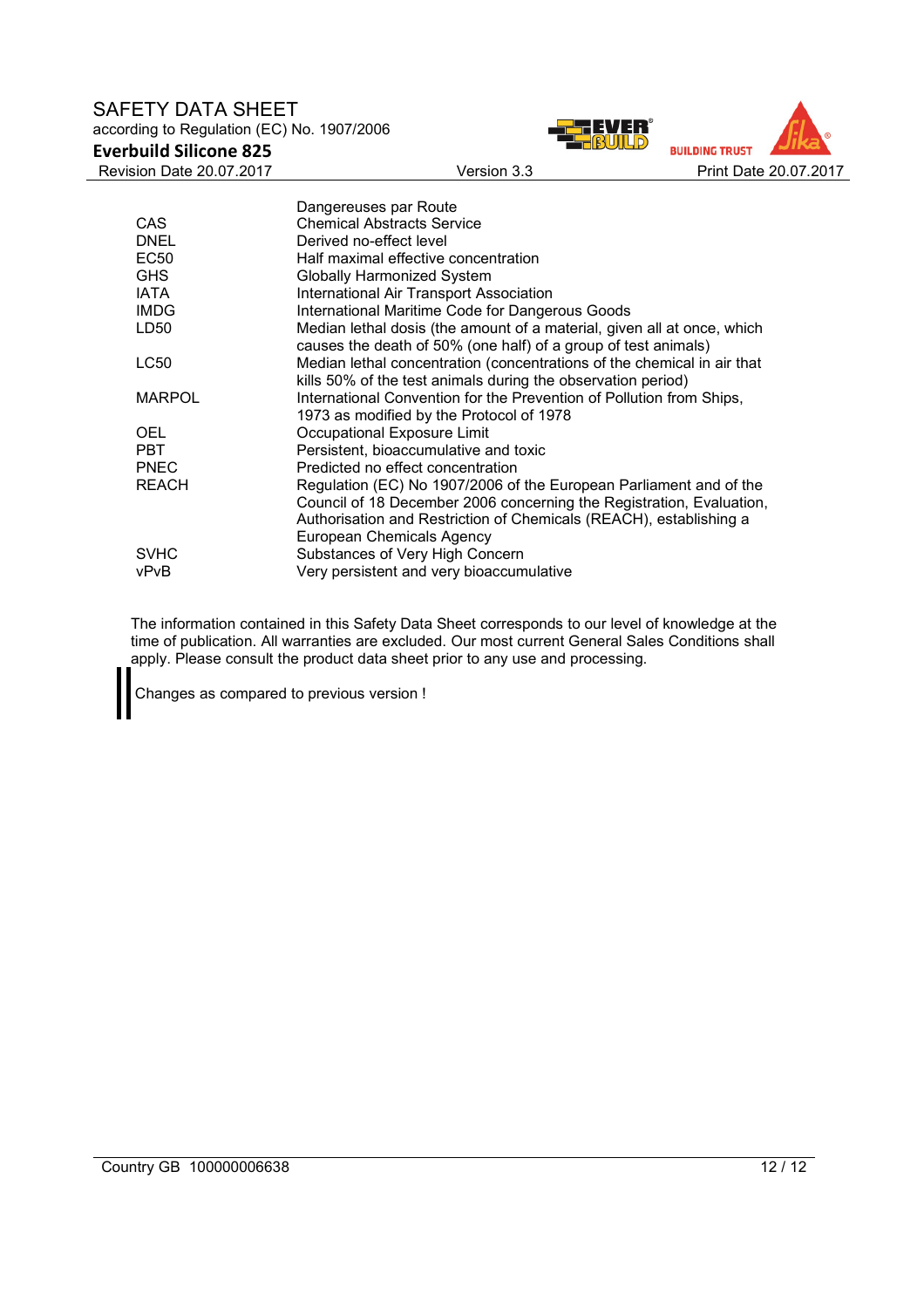| | |
|---|---|
| | Dangereuses par Route |
| CAS | Chemical Abstracts Service |
| DNEL | Derived no-effect level |
| EC50 | Half maximal effective concentration |
| GHS | Globally Harmonized System |
| IATA | International Air Transport Association |
| IMDG | International Maritime Code for Dangerous Goods |
| LD50 | Median lethal dosis (the amount of a material, given all at once, which causes the death of 50% (one half) of a group of test animals) |
| LC50 | Median lethal concentration (concentrations of the chemical in air that kills 50% of the test animals during the observation period) |
| MARPOL | International Convention for the Prevention of Pollution from Ships, 1973 as modified by the Protocol of 1978 |
| OEL | Occupational Exposure Limit |
| PBT | Persistent, bioaccumulative and toxic |
| PNEC | Predicted no effect concentration |
| REACH | Regulation (EC) No 1907/2006 of the European Parliament and of the Council of 18 December 2006 concerning the Registration, Evaluation, Authorisation and Restriction of Chemicals (REACH), establishing a European Chemicals Agency |
| SVHC | Substances of Very High Concern |
| vPvB | Very persistent and very bioaccumulative |

The information contained in this Safety Data Sheet corresponds to our level of knowledge at the time of publication. All warranties are excluded. Our most current General Sales Conditions shall apply. Please consult the product data sheet prior to any use and processing.

Changes as compared to previous version !